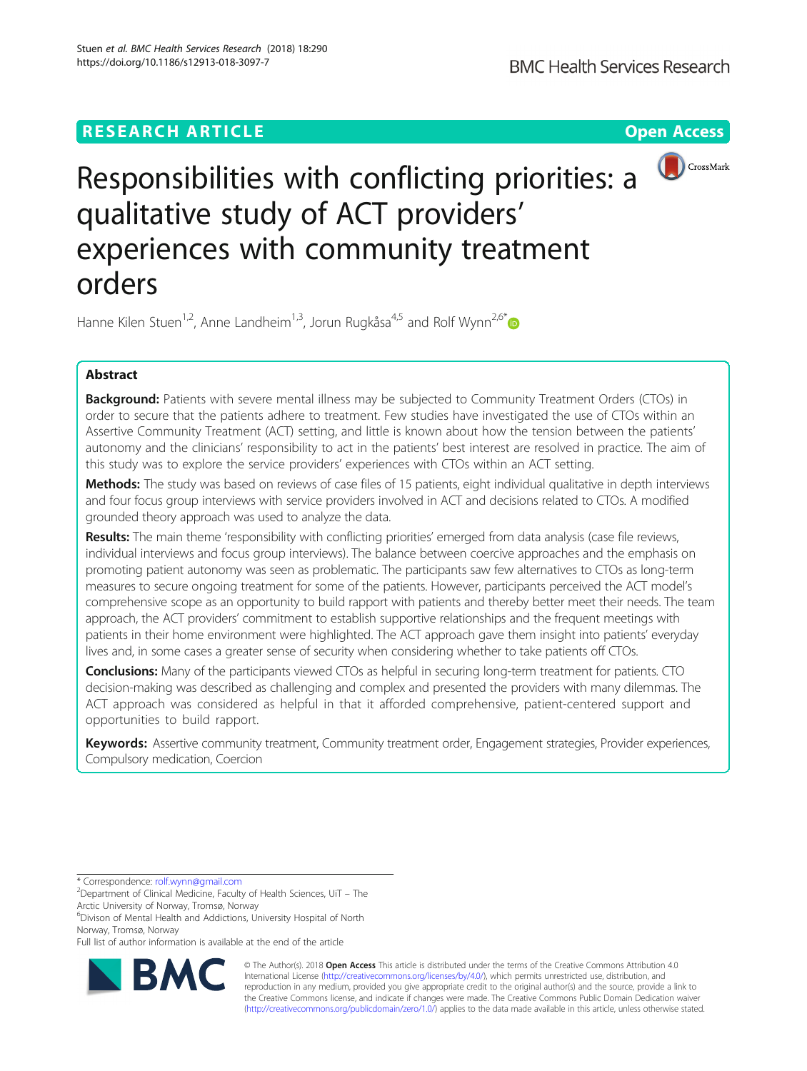RESEARCH ARTICLE

Open Access

# Responsibilities with conflicting priorities: a qualitative study of ACT providers' experiences with community treatment orders

Hanne Kilen Stuen[1,2], Anne Landheim[1,3], Jorun Rugkåsa[4,5] and Rolf Wynn[2,6*]

## Abstract

**Background:** Patients with severe mental illness may be subjected to Community Treatment Orders (CTOs) in order to secure that the patients adhere to treatment. Few studies have investigated the use of CTOs within an Assertive Community Treatment (ACT) setting, and little is known about how the tension between the patients' autonomy and the clinicians' responsibility to act in the patients' best interest are resolved in practice. The aim of this study was to explore the service providers' experiences with CTOs within an ACT setting.

**Methods:** The study was based on reviews of case files of 15 patients, eight individual qualitative in depth interviews and four focus group interviews with service providers involved in ACT and decisions related to CTOs. A modified grounded theory approach was used to analyze the data.

**Results:** The main theme 'responsibility with conflicting priorities' emerged from data analysis (case file reviews, individual interviews and focus group interviews). The balance between coercive approaches and the emphasis on promoting patient autonomy was seen as problematic. The participants saw few alternatives to CTOs as long-term measures to secure ongoing treatment for some of the patients. However, participants perceived the ACT model's comprehensive scope as an opportunity to build rapport with patients and thereby better meet their needs. The team approach, the ACT providers' commitment to establish supportive relationships and the frequent meetings with patients in their home environment were highlighted. The ACT approach gave them insight into patients' everyday lives and, in some cases a greater sense of security when considering whether to take patients off CTOs.

**Conclusions:** Many of the participants viewed CTOs as helpful in securing long-term treatment for patients. CTO decision-making was described as challenging and complex and presented the providers with many dilemmas. The ACT approach was considered as helpful in that it afforded comprehensive, patient-centered support and opportunities to build rapport.

**Keywords:** Assertive community treatment, Community treatment order, Engagement strategies, Provider experiences, Compulsory medication, Coercion

---

* Correspondence: rolf.wynn@gmail.com
[2]Department of Clinical Medicine, Faculty of Health Sciences, UiT – The Arctic University of Norway, Tromsø, Norway
[6]Divison of Mental Health and Addictions, University Hospital of North Norway, Tromsø, Norway
Full list of author information is available at the end of the article

© The Author(s). 2018 **Open Access** This article is distributed under the terms of the Creative Commons Attribution 4.0 International License (http://creativecommons.org/licenses/by/4.0/), which permits unrestricted use, distribution, and reproduction in any medium, provided you give appropriate credit to the original author(s) and the source, provide a link to the Creative Commons license, and indicate if changes were made. The Creative Commons Public Domain Dedication waiver (http://creativecommons.org/publicdomain/zero/1.0/) applies to the data made available in this article, unless otherwise stated.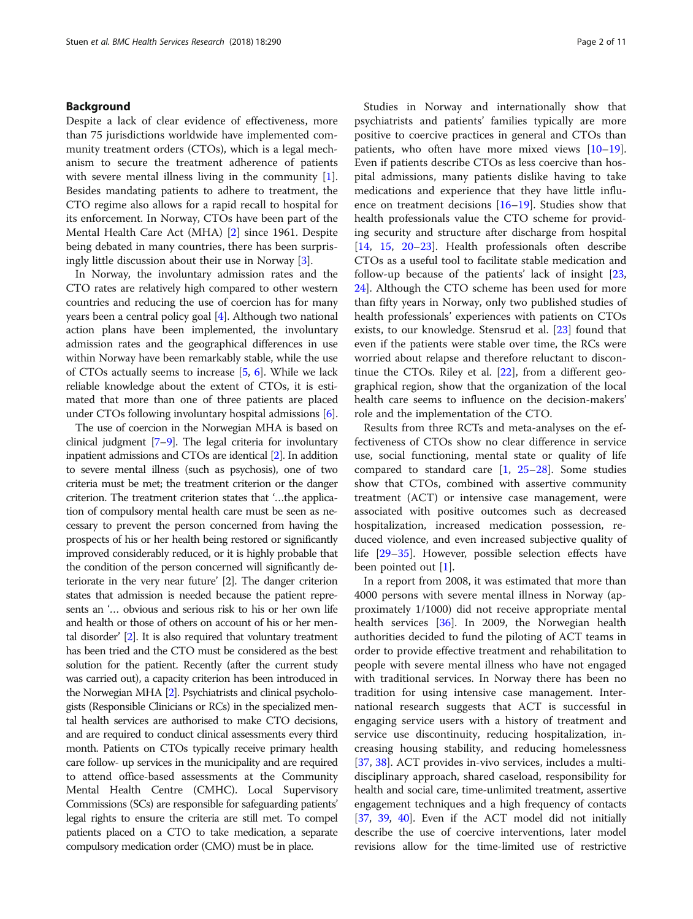## Background

Despite a lack of clear evidence of effectiveness, more than 75 jurisdictions worldwide have implemented community treatment orders (CTOs), which is a legal mechanism to secure the treatment adherence of patients with severe mental illness living in the community [1]. Besides mandating patients to adhere to treatment, the CTO regime also allows for a rapid recall to hospital for its enforcement. In Norway, CTOs have been part of the Mental Health Care Act (MHA) [2] since 1961. Despite being debated in many countries, there has been surprisingly little discussion about their use in Norway [3].

In Norway, the involuntary admission rates and the CTO rates are relatively high compared to other western countries and reducing the use of coercion has for many years been a central policy goal [4]. Although two national action plans have been implemented, the involuntary admission rates and the geographical differences in use within Norway have been remarkably stable, while the use of CTOs actually seems to increase [5, 6]. While we lack reliable knowledge about the extent of CTOs, it is estimated that more than one of three patients are placed under CTOs following involuntary hospital admissions [6].

The use of coercion in the Norwegian MHA is based on clinical judgment [7–9]. The legal criteria for involuntary inpatient admissions and CTOs are identical [2]. In addition to severe mental illness (such as psychosis), one of two criteria must be met; the treatment criterion or the danger criterion. The treatment criterion states that '...the application of compulsory mental health care must be seen as necessary to prevent the person concerned from having the prospects of his or her health being restored or significantly improved considerably reduced, or it is highly probable that the condition of the person concerned will significantly deteriorate in the very near future' [2]. The danger criterion states that admission is needed because the patient represents an '… obvious and serious risk to his or her own life and health or those of others on account of his or her mental disorder' [2]. It is also required that voluntary treatment has been tried and the CTO must be considered as the best solution for the patient. Recently (after the current study was carried out), a capacity criterion has been introduced in the Norwegian MHA [2]. Psychiatrists and clinical psychologists (Responsible Clinicians or RCs) in the specialized mental health services are authorised to make CTO decisions, and are required to conduct clinical assessments every third month. Patients on CTOs typically receive primary health care follow- up services in the municipality and are required to attend office-based assessments at the Community Mental Health Centre (CMHC). Local Supervisory Commissions (SCs) are responsible for safeguarding patients' legal rights to ensure the criteria are still met. To compel patients placed on a CTO to take medication, a separate compulsory medication order (CMO) must be in place.

Studies in Norway and internationally show that psychiatrists and patients' families typically are more positive to coercive practices in general and CTOs than patients, who often have more mixed views [10–19]. Even if patients describe CTOs as less coercive than hospital admissions, many patients dislike having to take medications and experience that they have little influence on treatment decisions [16–19]. Studies show that health professionals value the CTO scheme for providing security and structure after discharge from hospital [14, 15, 20–23]. Health professionals often describe CTOs as a useful tool to facilitate stable medication and follow-up because of the patients' lack of insight [23, 24]. Although the CTO scheme has been used for more than fifty years in Norway, only two published studies of health professionals' experiences with patients on CTOs exists, to our knowledge. Stensrud et al. [23] found that even if the patients were stable over time, the RCs were worried about relapse and therefore reluctant to discontinue the CTOs. Riley et al. [22], from a different geographical region, show that the organization of the local health care seems to influence on the decision-makers' role and the implementation of the CTO.

Results from three RCTs and meta-analyses on the effectiveness of CTOs show no clear difference in service use, social functioning, mental state or quality of life compared to standard care [1, 25–28]. Some studies show that CTOs, combined with assertive community treatment (ACT) or intensive case management, were associated with positive outcomes such as decreased hospitalization, increased medication possession, reduced violence, and even increased subjective quality of life [29–35]. However, possible selection effects have been pointed out [1].

In a report from 2008, it was estimated that more than 4000 persons with severe mental illness in Norway (approximately 1/1000) did not receive appropriate mental health services [36]. In 2009, the Norwegian health authorities decided to fund the piloting of ACT teams in order to provide effective treatment and rehabilitation to people with severe mental illness who have not engaged with traditional services. In Norway there has been no tradition for using intensive case management. International research suggests that ACT is successful in engaging service users with a history of treatment and service use discontinuity, reducing hospitalization, increasing housing stability, and reducing homelessness [37, 38]. ACT provides in-vivo services, includes a multidisciplinary approach, shared caseload, responsibility for health and social care, time-unlimited treatment, assertive engagement techniques and a high frequency of contacts [37, 39, 40]. Even if the ACT model did not initially describe the use of coercive interventions, later model revisions allow for the time-limited use of restrictive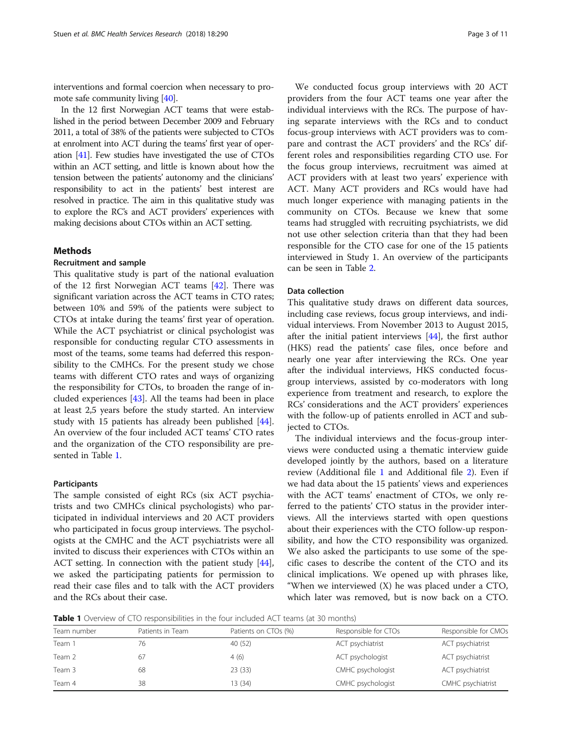interventions and formal coercion when necessary to promote safe community living [40].

In the 12 first Norwegian ACT teams that were established in the period between December 2009 and February 2011, a total of 38% of the patients were subjected to CTOs at enrolment into ACT during the teams' first year of operation [41]. Few studies have investigated the use of CTOs within an ACT setting, and little is known about how the tension between the patients' autonomy and the clinicians' responsibility to act in the patients' best interest are resolved in practice. The aim in this qualitative study was to explore the RC's and ACT providers' experiences with making decisions about CTOs within an ACT setting.

## Methods

### Recruitment and sample

This qualitative study is part of the national evaluation of the 12 first Norwegian ACT teams [42]. There was significant variation across the ACT teams in CTO rates; between 10% and 59% of the patients were subject to CTOs at intake during the teams' first year of operation. While the ACT psychiatrist or clinical psychologist was responsible for conducting regular CTO assessments in most of the teams, some teams had deferred this responsibility to the CMHCs. For the present study we chose teams with different CTO rates and ways of organizing the responsibility for CTOs, to broaden the range of included experiences [43]. All the teams had been in place at least 2,5 years before the study started. An interview study with 15 patients has already been published [44]. An overview of the four included ACT teams' CTO rates and the organization of the CTO responsibility are presented in Table 1.

### Participants

The sample consisted of eight RCs (six ACT psychiatrists and two CMHCs clinical psychologists) who participated in individual interviews and 20 ACT providers who participated in focus group interviews. The psychologists at the CMHC and the ACT psychiatrists were all invited to discuss their experiences with CTOs within an ACT setting. In connection with the patient study [44], we asked the participating patients for permission to read their case files and to talk with the ACT providers and the RCs about their case.

We conducted focus group interviews with 20 ACT providers from the four ACT teams one year after the individual interviews with the RCs. The purpose of having separate interviews with the RCs and to conduct focus-group interviews with ACT providers was to compare and contrast the ACT providers' and the RCs' different roles and responsibilities regarding CTO use. For the focus group interviews, recruitment was aimed at ACT providers with at least two years' experience with ACT. Many ACT providers and RCs would have had much longer experience with managing patients in the community on CTOs. Because we knew that some teams had struggled with recruiting psychiatrists, we did not use other selection criteria than that they had been responsible for the CTO case for one of the 15 patients interviewed in Study 1. An overview of the participants can be seen in Table 2.

### Data collection

This qualitative study draws on different data sources, including case reviews, focus group interviews, and individual interviews. From November 2013 to August 2015, after the initial patient interviews [44], the first author (HKS) read the patients' case files, once before and nearly one year after interviewing the RCs. One year after the individual interviews, HKS conducted focus-group interviews, assisted by co-moderators with long experience from treatment and research, to explore the RCs' considerations and the ACT providers' experiences with the follow-up of patients enrolled in ACT and subjected to CTOs.

The individual interviews and the focus-group interviews were conducted using a thematic interview guide developed jointly by the authors, based on a literature review (Additional file 1 and Additional file 2). Even if we had data about the 15 patients' views and experiences with the ACT teams' enactment of CTOs, we only referred to the patients' CTO status in the provider interviews. All the interviews started with open questions about their experiences with the CTO follow-up responsibility, and how the CTO responsibility was organized. We also asked the participants to use some of the specific cases to describe the content of the CTO and its clinical implications. We opened up with phrases like, "When we interviewed (X) he was placed under a CTO, which later was removed, but is now back on a CTO.

**Table 1** Overview of CTO responsibilities in the four included ACT teams (at 30 months)

| Team number | Patients in Team | Patients on CTOs (%) | Responsible for CTOs | Responsible for CMOs |
|---|---|---|---|---|
| Team 1 | 76 | 40 (52) | ACT psychiatrist | ACT psychiatrist |
| Team 2 | 67 | 4 (6) | ACT psychologist | ACT psychiatrist |
| Team 3 | 68 | 23 (33) | CMHC psychologist | ACT psychiatrist |
| Team 4 | 38 | 13 (34) | CMHC psychologist | CMHC psychiatrist |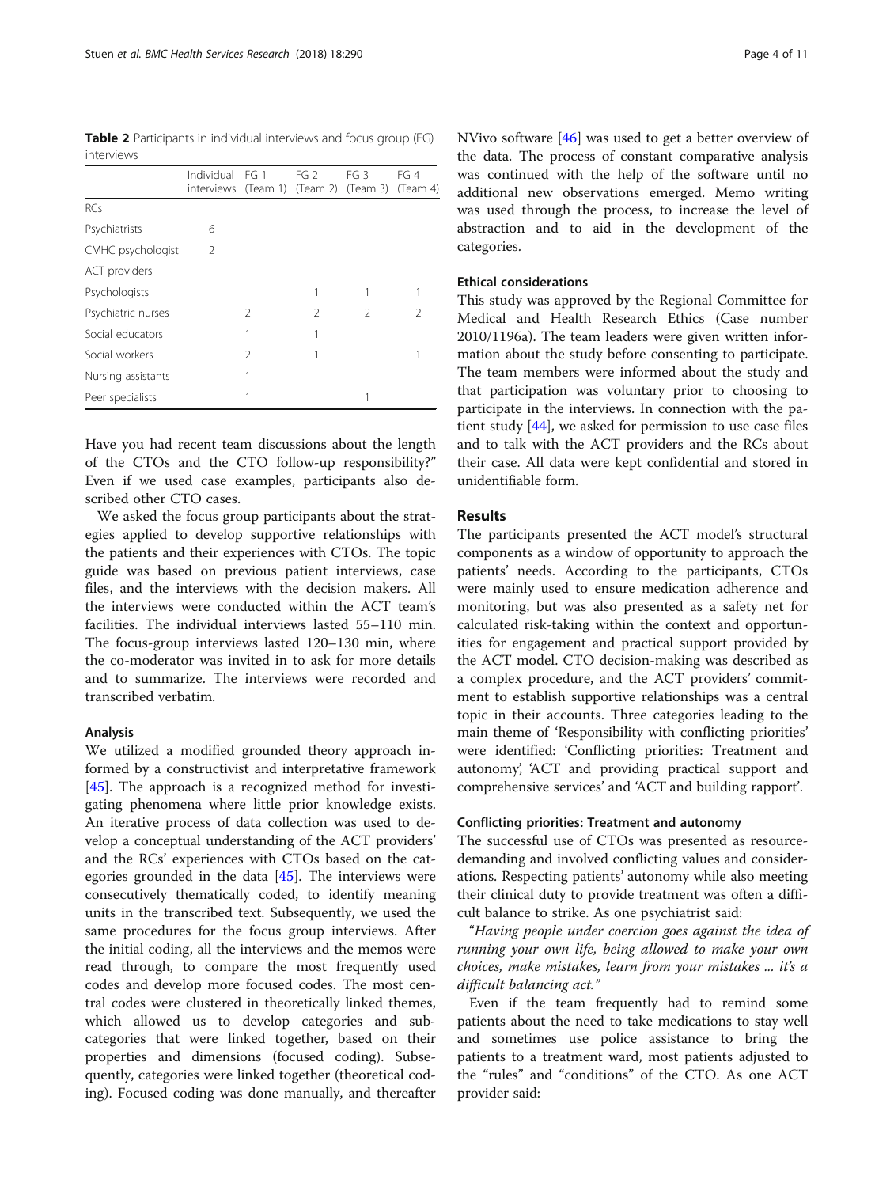**Table 2** Participants in individual interviews and focus group (FG) interviews

| | Individual interviews | FG 1 (Team 1) | FG 2 (Team 2) | FG 3 (Team 3) | FG 4 (Team 4) |
|---|---|---|---|---|---|
| RCs | | | | | |
| Psychiatrists | 6 | | | | |
| CMHC psychologist | 2 | | | | |
| ACT providers | | | | | |
| Psychologists | | | 1 | 1 | 1 |
| Psychiatric nurses | | 2 | 2 | 2 | 2 |
| Social educators | | 1 | 1 | | |
| Social workers | | 2 | 1 | | 1 |
| Nursing assistants | | 1 | | | |
| Peer specialists | | 1 | | 1 | |

Have you had recent team discussions about the length of the CTOs and the CTO follow-up responsibility?" Even if we used case examples, participants also described other CTO cases.

We asked the focus group participants about the strategies applied to develop supportive relationships with the patients and their experiences with CTOs. The topic guide was based on previous patient interviews, case files, and the interviews with the decision makers. All the interviews were conducted within the ACT team's facilities. The individual interviews lasted 55–110 min. The focus-group interviews lasted 120–130 min, where the co-moderator was invited in to ask for more details and to summarize. The interviews were recorded and transcribed verbatim.

### Analysis

We utilized a modified grounded theory approach informed by a constructivist and interpretative framework [45]. The approach is a recognized method for investigating phenomena where little prior knowledge exists. An iterative process of data collection was used to develop a conceptual understanding of the ACT providers' and the RCs' experiences with CTOs based on the categories grounded in the data [45]. The interviews were consecutively thematically coded, to identify meaning units in the transcribed text. Subsequently, we used the same procedures for the focus group interviews. After the initial coding, all the interviews and the memos were read through, to compare the most frequently used codes and develop more focused codes. The most central codes were clustered in theoretically linked themes, which allowed us to develop categories and subcategories that were linked together, based on their properties and dimensions (focused coding). Subsequently, categories were linked together (theoretical coding). Focused coding was done manually, and thereafter NVivo software [46] was used to get a better overview of the data. The process of constant comparative analysis was continued with the help of the software until no additional new observations emerged. Memo writing was used through the process, to increase the level of abstraction and to aid in the development of the categories.

### Ethical considerations

This study was approved by the Regional Committee for Medical and Health Research Ethics (Case number 2010/1196a). The team leaders were given written information about the study before consenting to participate. The team members were informed about the study and that participation was voluntary prior to choosing to participate in the interviews. In connection with the patient study [44], we asked for permission to use case files and to talk with the ACT providers and the RCs about their case. All data were kept confidential and stored in unidentifiable form.

## Results

The participants presented the ACT model's structural components as a window of opportunity to approach the patients' needs. According to the participants, CTOs were mainly used to ensure medication adherence and monitoring, but was also presented as a safety net for calculated risk-taking within the context and opportunities for engagement and practical support provided by the ACT model. CTO decision-making was described as a complex procedure, and the ACT providers' commitment to establish supportive relationships was a central topic in their accounts. Three categories leading to the main theme of 'Responsibility with conflicting priorities' were identified: 'Conflicting priorities: Treatment and autonomy', 'ACT and providing practical support and comprehensive services' and 'ACT and building rapport'.

### Conflicting priorities: Treatment and autonomy

The successful use of CTOs was presented as resource-demanding and involved conflicting values and considerations. Respecting patients' autonomy while also meeting their clinical duty to provide treatment was often a difficult balance to strike. As one psychiatrist said:

*"Having people under coercion goes against the idea of running your own life, being allowed to make your own choices, make mistakes, learn from your mistakes ... it's a difficult balancing act."*

Even if the team frequently had to remind some patients about the need to take medications to stay well and sometimes use police assistance to bring the patients to a treatment ward, most patients adjusted to the "rules" and "conditions" of the CTO. As one ACT provider said: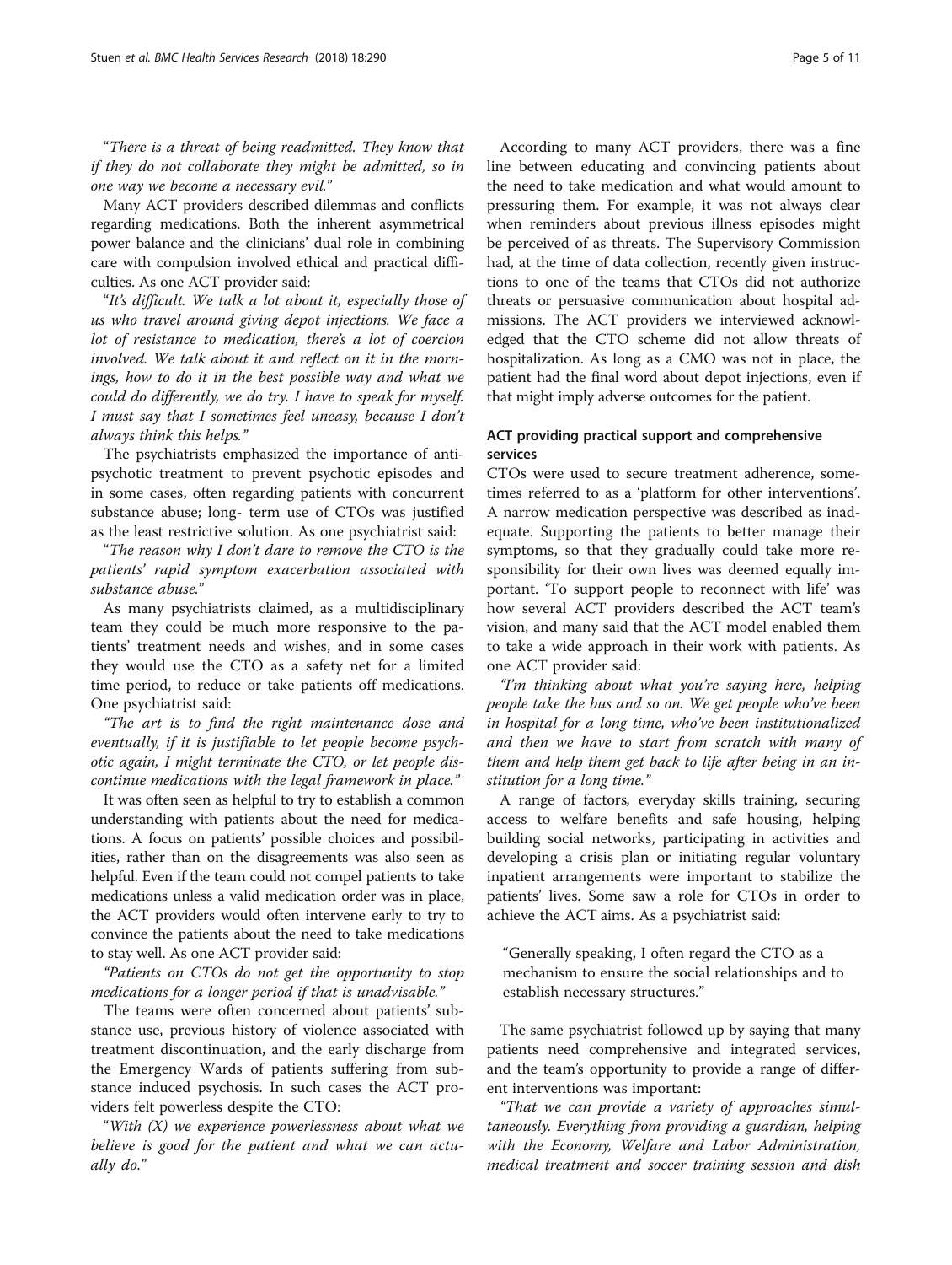"*There is a threat of being readmitted. They know that if they do not collaborate they might be admitted, so in one way we become a necessary evil.*"

Many ACT providers described dilemmas and conflicts regarding medications. Both the inherent asymmetrical power balance and the clinicians' dual role in combining care with compulsion involved ethical and practical difficulties. As one ACT provider said:

"*It's difficult. We talk a lot about it, especially those of us who travel around giving depot injections. We face a lot of resistance to medication, there's a lot of coercion involved. We talk about it and reflect on it in the mornings, how to do it in the best possible way and what we could do differently, we do try. I have to speak for myself. I must say that I sometimes feel uneasy, because I don't always think this helps.*"

The psychiatrists emphasized the importance of antipsychotic treatment to prevent psychotic episodes and in some cases, often regarding patients with concurrent substance abuse; long- term use of CTOs was justified as the least restrictive solution. As one psychiatrist said:

"*The reason why I don't dare to remove the CTO is the patients' rapid symptom exacerbation associated with substance abuse.*"

As many psychiatrists claimed, as a multidisciplinary team they could be much more responsive to the patients' treatment needs and wishes, and in some cases they would use the CTO as a safety net for a limited time period, to reduce or take patients off medications. One psychiatrist said:

"*The art is to find the right maintenance dose and eventually, if it is justifiable to let people become psychotic again, I might terminate the CTO, or let people discontinue medications with the legal framework in place.*"

It was often seen as helpful to try to establish a common understanding with patients about the need for medications. A focus on patients' possible choices and possibilities, rather than on the disagreements was also seen as helpful. Even if the team could not compel patients to take medications unless a valid medication order was in place, the ACT providers would often intervene early to try to convince the patients about the need to take medications to stay well. As one ACT provider said:

"*Patients on CTOs do not get the opportunity to stop medications for a longer period if that is unadvisable.*"

The teams were often concerned about patients' substance use, previous history of violence associated with treatment discontinuation, and the early discharge from the Emergency Wards of patients suffering from substance induced psychosis. In such cases the ACT providers felt powerless despite the CTO:

"*With (X) we experience powerlessness about what we believe is good for the patient and what we can actually do.*"

According to many ACT providers, there was a fine line between educating and convincing patients about the need to take medication and what would amount to pressuring them. For example, it was not always clear when reminders about previous illness episodes might be perceived of as threats. The Supervisory Commission had, at the time of data collection, recently given instructions to one of the teams that CTOs did not authorize threats or persuasive communication about hospital admissions. The ACT providers we interviewed acknowledged that the CTO scheme did not allow threats of hospitalization. As long as a CMO was not in place, the patient had the final word about depot injections, even if that might imply adverse outcomes for the patient.

## ACT providing practical support and comprehensive services

CTOs were used to secure treatment adherence, sometimes referred to as a 'platform for other interventions'. A narrow medication perspective was described as inadequate. Supporting the patients to better manage their symptoms, so that they gradually could take more responsibility for their own lives was deemed equally important. 'To support people to reconnect with life' was how several ACT providers described the ACT team's vision, and many said that the ACT model enabled them to take a wide approach in their work with patients. As one ACT provider said:

"*I'm thinking about what you're saying here, helping people take the bus and so on. We get people who've been in hospital for a long time, who've been institutionalized and then we have to start from scratch with many of them and help them get back to life after being in an institution for a long time.*"

A range of factors, everyday skills training, securing access to welfare benefits and safe housing, helping building social networks, participating in activities and developing a crisis plan or initiating regular voluntary inpatient arrangements were important to stabilize the patients' lives. Some saw a role for CTOs in order to achieve the ACT aims. As a psychiatrist said:

> "Generally speaking, I often regard the CTO as a mechanism to ensure the social relationships and to establish necessary structures."

The same psychiatrist followed up by saying that many patients need comprehensive and integrated services, and the team's opportunity to provide a range of different interventions was important:

"*That we can provide a variety of approaches simultaneously. Everything from providing a guardian, helping with the Economy, Welfare and Labor Administration, medical treatment and soccer training session and dish*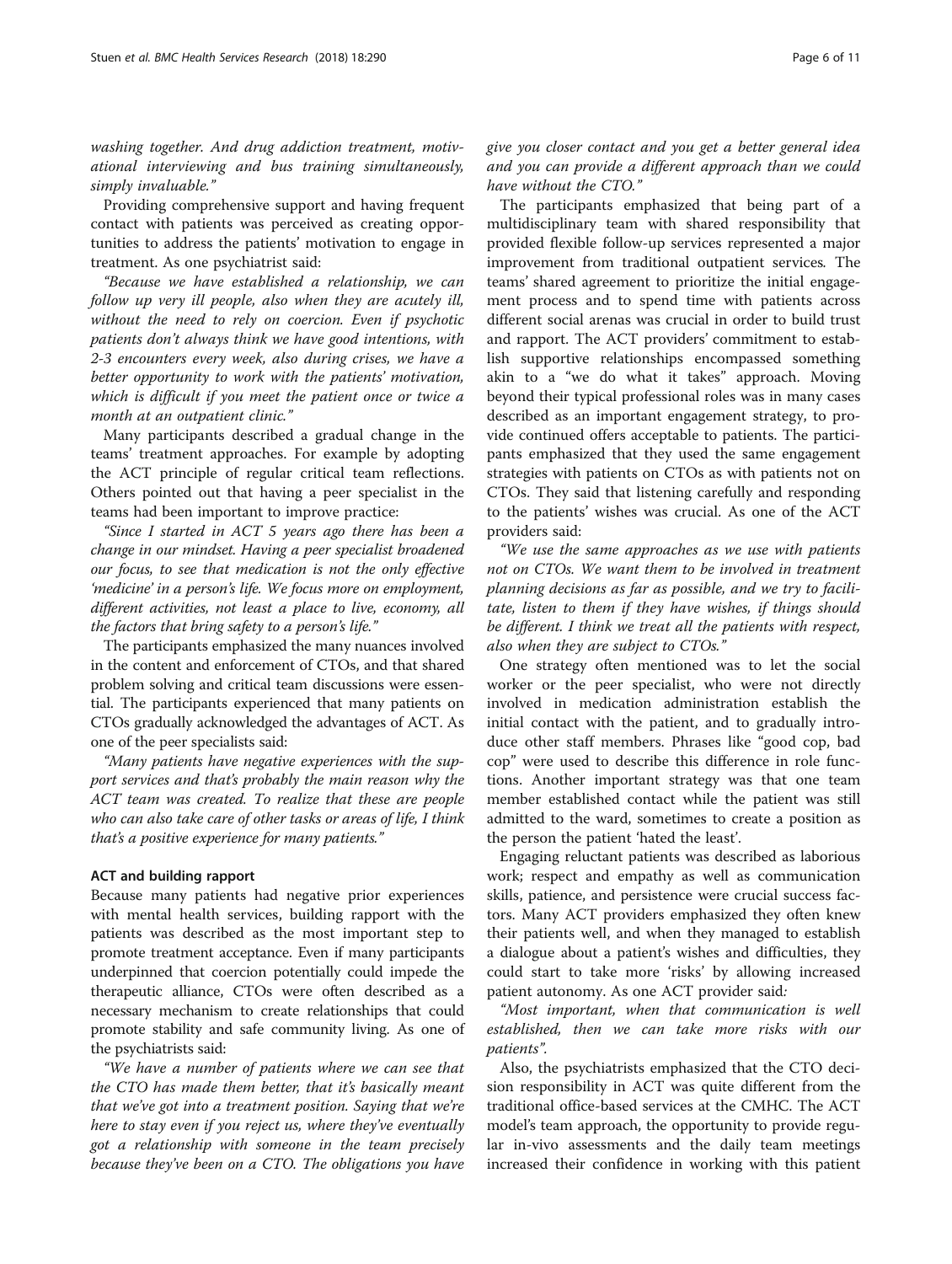*washing together. And drug addiction treatment, motivational interviewing and bus training simultaneously, simply invaluable."*

Providing comprehensive support and having frequent contact with patients was perceived as creating opportunities to address the patients' motivation to engage in treatment. As one psychiatrist said:

*"Because we have established a relationship, we can follow up very ill people, also when they are acutely ill, without the need to rely on coercion. Even if psychotic patients don't always think we have good intentions, with 2-3 encounters every week, also during crises, we have a better opportunity to work with the patients' motivation, which is difficult if you meet the patient once or twice a month at an outpatient clinic."*

Many participants described a gradual change in the teams' treatment approaches. For example by adopting the ACT principle of regular critical team reflections. Others pointed out that having a peer specialist in the teams had been important to improve practice:

*"Since I started in ACT 5 years ago there has been a change in our mindset. Having a peer specialist broadened our focus, to see that medication is not the only effective 'medicine' in a person's life. We focus more on employment, different activities, not least a place to live, economy, all the factors that bring safety to a person's life."*

The participants emphasized the many nuances involved in the content and enforcement of CTOs, and that shared problem solving and critical team discussions were essential. The participants experienced that many patients on CTOs gradually acknowledged the advantages of ACT. As one of the peer specialists said:

*"Many patients have negative experiences with the support services and that's probably the main reason why the ACT team was created. To realize that these are people who can also take care of other tasks or areas of life, I think that's a positive experience for many patients."*

#### ACT and building rapport

Because many patients had negative prior experiences with mental health services, building rapport with the patients was described as the most important step to promote treatment acceptance. Even if many participants underpinned that coercion potentially could impede the therapeutic alliance, CTOs were often described as a necessary mechanism to create relationships that could promote stability and safe community living. As one of the psychiatrists said:

*"We have a number of patients where we can see that the CTO has made them better, that it's basically meant that we've got into a treatment position. Saying that we're here to stay even if you reject us, where they've eventually got a relationship with someone in the team precisely because they've been on a CTO. The obligations you have give you closer contact and you get a better general idea and you can provide a different approach than we could have without the CTO."*

The participants emphasized that being part of a multidisciplinary team with shared responsibility that provided flexible follow-up services represented a major improvement from traditional outpatient services. The teams' shared agreement to prioritize the initial engagement process and to spend time with patients across different social arenas was crucial in order to build trust and rapport. The ACT providers' commitment to establish supportive relationships encompassed something akin to a "we do what it takes" approach. Moving beyond their typical professional roles was in many cases described as an important engagement strategy, to provide continued offers acceptable to patients. The participants emphasized that they used the same engagement strategies with patients on CTOs as with patients not on CTOs. They said that listening carefully and responding to the patients' wishes was crucial. As one of the ACT providers said:

*"We use the same approaches as we use with patients not on CTOs. We want them to be involved in treatment planning decisions as far as possible, and we try to facilitate, listen to them if they have wishes, if things should be different. I think we treat all the patients with respect, also when they are subject to CTOs."*

One strategy often mentioned was to let the social worker or the peer specialist, who were not directly involved in medication administration establish the initial contact with the patient, and to gradually introduce other staff members. Phrases like "good cop, bad cop" were used to describe this difference in role functions. Another important strategy was that one team member established contact while the patient was still admitted to the ward, sometimes to create a position as the person the patient 'hated the least'.

Engaging reluctant patients was described as laborious work; respect and empathy as well as communication skills, patience, and persistence were crucial success factors. Many ACT providers emphasized they often knew their patients well, and when they managed to establish a dialogue about a patient's wishes and difficulties, they could start to take more 'risks' by allowing increased patient autonomy. As one ACT provider said:

*"Most important, when that communication is well established, then we can take more risks with our patients".*

Also, the psychiatrists emphasized that the CTO decision responsibility in ACT was quite different from the traditional office-based services at the CMHC. The ACT model's team approach, the opportunity to provide regular in-vivo assessments and the daily team meetings increased their confidence in working with this patient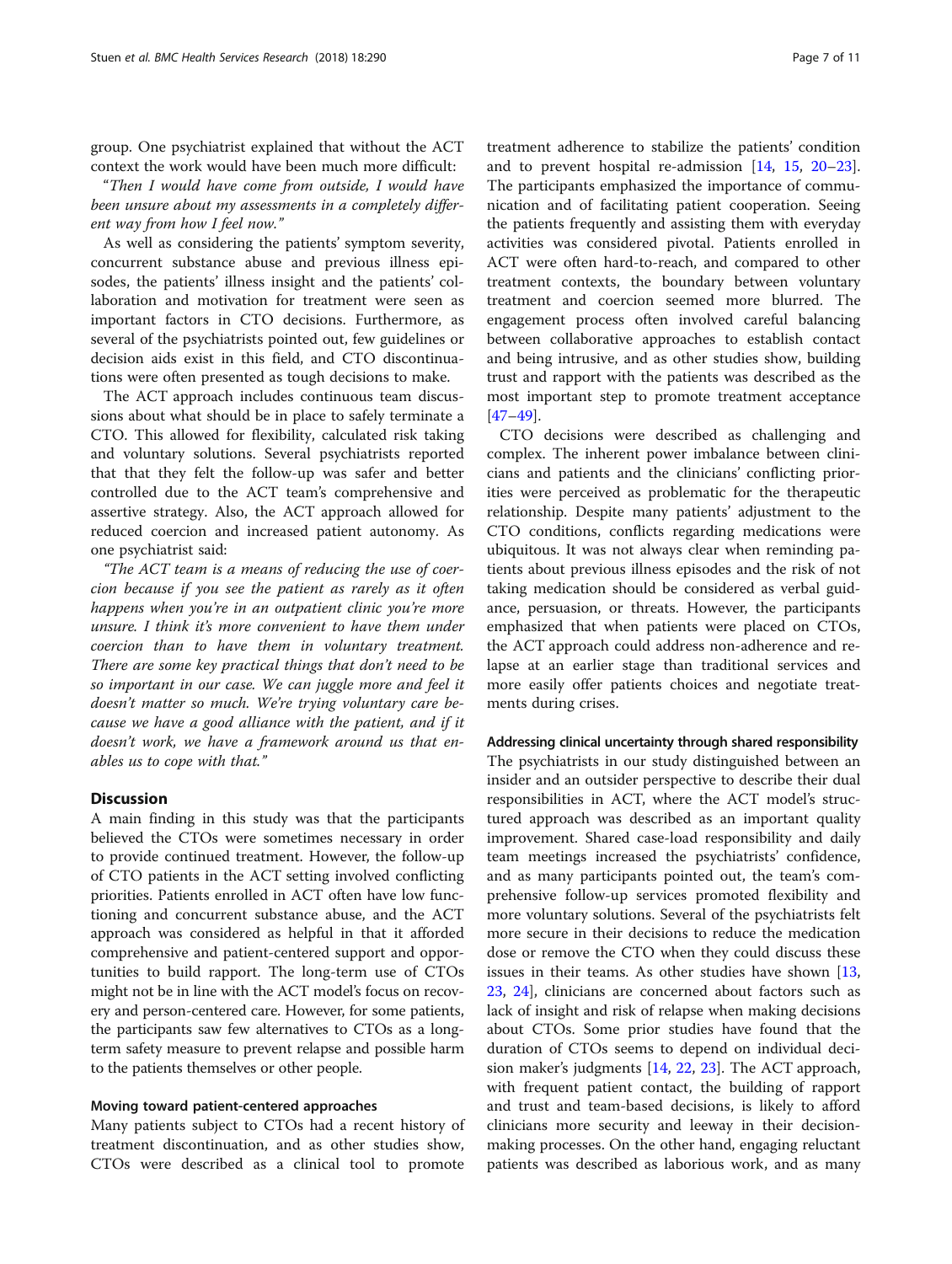group. One psychiatrist explained that without the ACT context the work would have been much more difficult:

*"Then I would have come from outside, I would have been unsure about my assessments in a completely different way from how I feel now."*

As well as considering the patients' symptom severity, concurrent substance abuse and previous illness episodes, the patients' illness insight and the patients' collaboration and motivation for treatment were seen as important factors in CTO decisions. Furthermore, as several of the psychiatrists pointed out, few guidelines or decision aids exist in this field, and CTO discontinuations were often presented as tough decisions to make.

The ACT approach includes continuous team discussions about what should be in place to safely terminate a CTO. This allowed for flexibility, calculated risk taking and voluntary solutions. Several psychiatrists reported that that they felt the follow-up was safer and better controlled due to the ACT team's comprehensive and assertive strategy. Also, the ACT approach allowed for reduced coercion and increased patient autonomy. As one psychiatrist said:

*"The ACT team is a means of reducing the use of coercion because if you see the patient as rarely as it often happens when you're in an outpatient clinic you're more unsure. I think it's more convenient to have them under coercion than to have them in voluntary treatment. There are some key practical things that don't need to be so important in our case. We can juggle more and feel it doesn't matter so much. We're trying voluntary care because we have a good alliance with the patient, and if it doesn't work, we have a framework around us that enables us to cope with that."*

## Discussion

A main finding in this study was that the participants believed the CTOs were sometimes necessary in order to provide continued treatment. However, the follow-up of CTO patients in the ACT setting involved conflicting priorities. Patients enrolled in ACT often have low functioning and concurrent substance abuse, and the ACT approach was considered as helpful in that it afforded comprehensive and patient-centered support and opportunities to build rapport. The long-term use of CTOs might not be in line with the ACT model's focus on recovery and person-centered care. However, for some patients, the participants saw few alternatives to CTOs as a long-term safety measure to prevent relapse and possible harm to the patients themselves or other people.

### Moving toward patient-centered approaches

Many patients subject to CTOs had a recent history of treatment discontinuation, and as other studies show, CTOs were described as a clinical tool to promote treatment adherence to stabilize the patients' condition and to prevent hospital re-admission [14, 15, 20–23]. The participants emphasized the importance of communication and of facilitating patient cooperation. Seeing the patients frequently and assisting them with everyday activities was considered pivotal. Patients enrolled in ACT were often hard-to-reach, and compared to other treatment contexts, the boundary between voluntary treatment and coercion seemed more blurred. The engagement process often involved careful balancing between collaborative approaches to establish contact and being intrusive, and as other studies show, building trust and rapport with the patients was described as the most important step to promote treatment acceptance [47–49].

CTO decisions were described as challenging and complex. The inherent power imbalance between clinicians and patients and the clinicians' conflicting priorities were perceived as problematic for the therapeutic relationship. Despite many patients' adjustment to the CTO conditions, conflicts regarding medications were ubiquitous. It was not always clear when reminding patients about previous illness episodes and the risk of not taking medication should be considered as verbal guidance, persuasion, or threats. However, the participants emphasized that when patients were placed on CTOs, the ACT approach could address non-adherence and relapse at an earlier stage than traditional services and more easily offer patients choices and negotiate treatments during crises.

### Addressing clinical uncertainty through shared responsibility

The psychiatrists in our study distinguished between an insider and an outsider perspective to describe their dual responsibilities in ACT, where the ACT model's structured approach was described as an important quality improvement. Shared case-load responsibility and daily team meetings increased the psychiatrists' confidence, and as many participants pointed out, the team's comprehensive follow-up services promoted flexibility and more voluntary solutions. Several of the psychiatrists felt more secure in their decisions to reduce the medication dose or remove the CTO when they could discuss these issues in their teams. As other studies have shown [13, 23, 24], clinicians are concerned about factors such as lack of insight and risk of relapse when making decisions about CTOs. Some prior studies have found that the duration of CTOs seems to depend on individual decision maker's judgments [14, 22, 23]. The ACT approach, with frequent patient contact, the building of rapport and trust and team-based decisions, is likely to afford clinicians more security and leeway in their decision-making processes. On the other hand, engaging reluctant patients was described as laborious work, and as many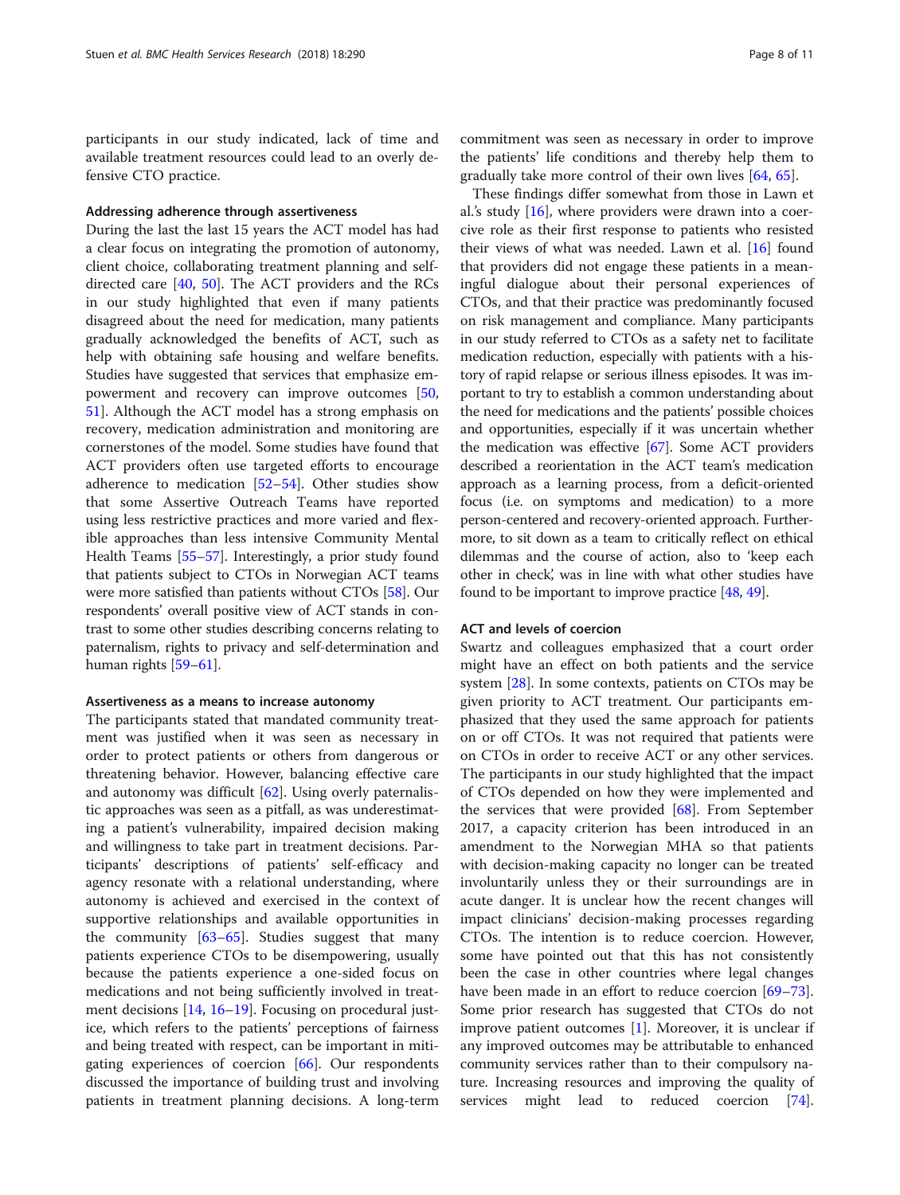participants in our study indicated, lack of time and available treatment resources could lead to an overly defensive CTO practice.

### Addressing adherence through assertiveness

During the last the last 15 years the ACT model has had a clear focus on integrating the promotion of autonomy, client choice, collaborating treatment planning and self-directed care [40, 50]. The ACT providers and the RCs in our study highlighted that even if many patients disagreed about the need for medication, many patients gradually acknowledged the benefits of ACT, such as help with obtaining safe housing and welfare benefits. Studies have suggested that services that emphasize empowerment and recovery can improve outcomes [50, 51]. Although the ACT model has a strong emphasis on recovery, medication administration and monitoring are cornerstones of the model. Some studies have found that ACT providers often use targeted efforts to encourage adherence to medication [52–54]. Other studies show that some Assertive Outreach Teams have reported using less restrictive practices and more varied and flexible approaches than less intensive Community Mental Health Teams [55–57]. Interestingly, a prior study found that patients subject to CTOs in Norwegian ACT teams were more satisfied than patients without CTOs [58]. Our respondents' overall positive view of ACT stands in contrast to some other studies describing concerns relating to paternalism, rights to privacy and self-determination and human rights [59–61].

### Assertiveness as a means to increase autonomy

The participants stated that mandated community treatment was justified when it was seen as necessary in order to protect patients or others from dangerous or threatening behavior. However, balancing effective care and autonomy was difficult [62]. Using overly paternalistic approaches was seen as a pitfall, as was underestimating a patient's vulnerability, impaired decision making and willingness to take part in treatment decisions. Participants' descriptions of patients' self-efficacy and agency resonate with a relational understanding, where autonomy is achieved and exercised in the context of supportive relationships and available opportunities in the community [63–65]. Studies suggest that many patients experience CTOs to be disempowering, usually because the patients experience a one-sided focus on medications and not being sufficiently involved in treatment decisions [14, 16–19]. Focusing on procedural justice, which refers to the patients' perceptions of fairness and being treated with respect, can be important in mitigating experiences of coercion [66]. Our respondents discussed the importance of building trust and involving patients in treatment planning decisions. A long-term commitment was seen as necessary in order to improve the patients' life conditions and thereby help them to gradually take more control of their own lives [64, 65].

These findings differ somewhat from those in Lawn et al.'s study [16], where providers were drawn into a coercive role as their first response to patients who resisted their views of what was needed. Lawn et al. [16] found that providers did not engage these patients in a meaningful dialogue about their personal experiences of CTOs, and that their practice was predominantly focused on risk management and compliance. Many participants in our study referred to CTOs as a safety net to facilitate medication reduction, especially with patients with a history of rapid relapse or serious illness episodes. It was important to try to establish a common understanding about the need for medications and the patients' possible choices and opportunities, especially if it was uncertain whether the medication was effective [67]. Some ACT providers described a reorientation in the ACT team's medication approach as a learning process, from a deficit-oriented focus (i.e. on symptoms and medication) to a more person-centered and recovery-oriented approach. Furthermore, to sit down as a team to critically reflect on ethical dilemmas and the course of action, also to 'keep each other in check', was in line with what other studies have found to be important to improve practice [48, 49].

### ACT and levels of coercion

Swartz and colleagues emphasized that a court order might have an effect on both patients and the service system [28]. In some contexts, patients on CTOs may be given priority to ACT treatment. Our participants emphasized that they used the same approach for patients on or off CTOs. It was not required that patients were on CTOs in order to receive ACT or any other services. The participants in our study highlighted that the impact of CTOs depended on how they were implemented and the services that were provided [68]. From September 2017, a capacity criterion has been introduced in an amendment to the Norwegian MHA so that patients with decision-making capacity no longer can be treated involuntarily unless they or their surroundings are in acute danger. It is unclear how the recent changes will impact clinicians' decision-making processes regarding CTOs. The intention is to reduce coercion. However, some have pointed out that this has not consistently been the case in other countries where legal changes have been made in an effort to reduce coercion [69–73]. Some prior research has suggested that CTOs do not improve patient outcomes [1]. Moreover, it is unclear if any improved outcomes may be attributable to enhanced community services rather than to their compulsory nature. Increasing resources and improving the quality of services might lead to reduced coercion [74].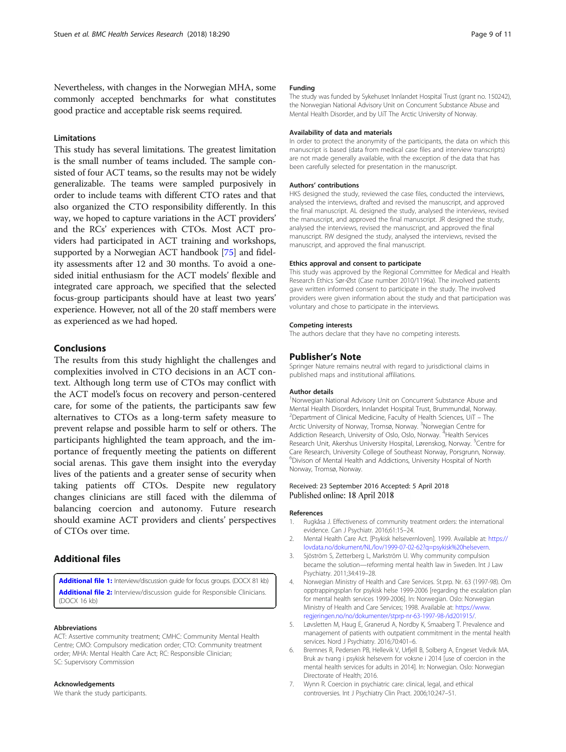Nevertheless, with changes in the Norwegian MHA, some commonly accepted benchmarks for what constitutes good practice and acceptable risk seems required.

### Limitations

This study has several limitations. The greatest limitation is the small number of teams included. The sample consisted of four ACT teams, so the results may not be widely generalizable. The teams were sampled purposively in order to include teams with different CTO rates and that also organized the CTO responsibility differently. In this way, we hoped to capture variations in the ACT providers' and the RCs' experiences with CTOs. Most ACT providers had participated in ACT training and workshops, supported by a Norwegian ACT handbook [75] and fidelity assessments after 12 and 30 months. To avoid a one-sided initial enthusiasm for the ACT models' flexible and integrated care approach, we specified that the selected focus-group participants should have at least two years' experience. However, not all of the 20 staff members were as experienced as we had hoped.

## Conclusions

The results from this study highlight the challenges and complexities involved in CTO decisions in an ACT context. Although long term use of CTOs may conflict with the ACT model's focus on recovery and person-centered care, for some of the patients, the participants saw few alternatives to CTOs as a long-term safety measure to prevent relapse and possible harm to self or others. The participants highlighted the team approach, and the importance of frequently meeting the patients on different social arenas. This gave them insight into the everyday lives of the patients and a greater sense of security when taking patients off CTOs. Despite new regulatory changes clinicians are still faced with the dilemma of balancing coercion and autonomy. Future research should examine ACT providers and clients' perspectives of CTOs over time.

## Additional files

**Additional file 1:** Interview/discussion guide for focus groups. (DOCX 81 kb)

**Additional file 2:** Interview/discussion guide for Responsible Clinicians. (DOCX 16 kb)

#### Abbreviations

ACT: Assertive community treatment; CMHC: Community Mental Health Centre; CMO: Compulsory medication order; CTO: Community treatment order; MHA: Mental Health Care Act; RC: Responsible Clinician; SC: Supervisory Commission

#### Acknowledgements

We thank the study participants.

#### Funding

The study was funded by Sykehuset Innlandet Hospital Trust (grant no. 150242), the Norwegian National Advisory Unit on Concurrent Substance Abuse and Mental Health Disorder, and by UiT The Arctic University of Norway.

#### Availability of data and materials

In order to protect the anonymity of the participants, the data on which this manuscript is based (data from medical case files and interview transcripts) are not made generally available, with the exception of the data that has been carefully selected for presentation in the manuscript.

#### Authors' contributions

HKS designed the study, reviewed the case files, conducted the interviews, analysed the interviews, drafted and revised the manuscript, and approved the final manuscript. AL designed the study, analysed the interviews, revised the manuscript, and approved the final manuscript. JR designed the study, analysed the interviews, revised the manuscript, and approved the final manuscript. RW designed the study, analysed the interviews, revised the manuscript, and approved the final manuscript.

#### Ethics approval and consent to participate

This study was approved by the Regional Committee for Medical and Health Research Ethics Sør-Øst (Case number 2010/1196a). The involved patients gave written informed consent to participate in the study. The involved providers were given information about the study and that participation was voluntary and chose to participate in the interviews.

#### Competing interests

The authors declare that they have no competing interests.

## Publisher's Note

Springer Nature remains neutral with regard to jurisdictional claims in published maps and institutional affiliations.

#### Author details

[1]Norwegian National Advisory Unit on Concurrent Substance Abuse and Mental Health Disorders, Innlandet Hospital Trust, Brummundal, Norway. [2]Department of Clinical Medicine, Faculty of Health Sciences, UiT – The Arctic University of Norway, Tromsø, Norway. [3]Norwegian Centre for Addiction Research, University of Oslo, Oslo, Norway. [4]Health Services Research Unit, Akershus University Hospital, Lørenskog, Norway. [5]Centre for Care Research, University College of Southeast Norway, Porsgrunn, Norway. [6]Divison of Mental Health and Addictions, University Hospital of North Norway, Tromsø, Norway.

Received: 23 September 2016 Accepted: 5 April 2018
Published online: 18 April 2018

#### References

1. Rugkåsa J. Effectiveness of community treatment orders: the international evidence. Can J Psychiatr. 2016;61:15–24.
2. Mental Health Care Act. [Psykisk helsevernloven]. 1999. Available at: https://lovdata.no/dokument/NL/lov/1999-07-02-62?q=psykisk%20helsevern.
3. Sjöström S, Zetterberg L, Markström U. Why community compulsion became the solution—reforming mental health law in Sweden. Int J Law Psychiatry. 2011;34:419–28.
4. Norwegian Ministry of Health and Care Services. St.prp. Nr. 63 (1997-98). Om opptrappingsplan for psykisk helse 1999-2006 [regarding the escalation plan for mental health services 1999-2006]. In: Norwegian. Oslo: Norwegian Ministry of Health and Care Services; 1998. Available at: https://www.regjeringen.no/no/dokumenter/stprp-nr-63-1997-98-/id201915/.
5. Løvsletten M, Haug E, Granerud A, Nordby K, Smaaberg T. Prevalence and management of patients with outpatient commitment in the mental health services. Nord J Psychiatry. 2016;70:401–6.
6. Bremnes R, Pedersen PB, Hellevik V, Urfjell B, Solberg A, Engeset Vedvik MA. Bruk av tvang i psykisk helsevern for voksne i 2014 [use of coercion in the mental health services for adults in 2014]. In: Norwegian. Oslo: Norwegian Directorate of Health; 2016.
7. Wynn R. Coercion in psychiatric care: clinical, legal, and ethical controversies. Int J Psychiatry Clin Pract. 2006;10:247–51.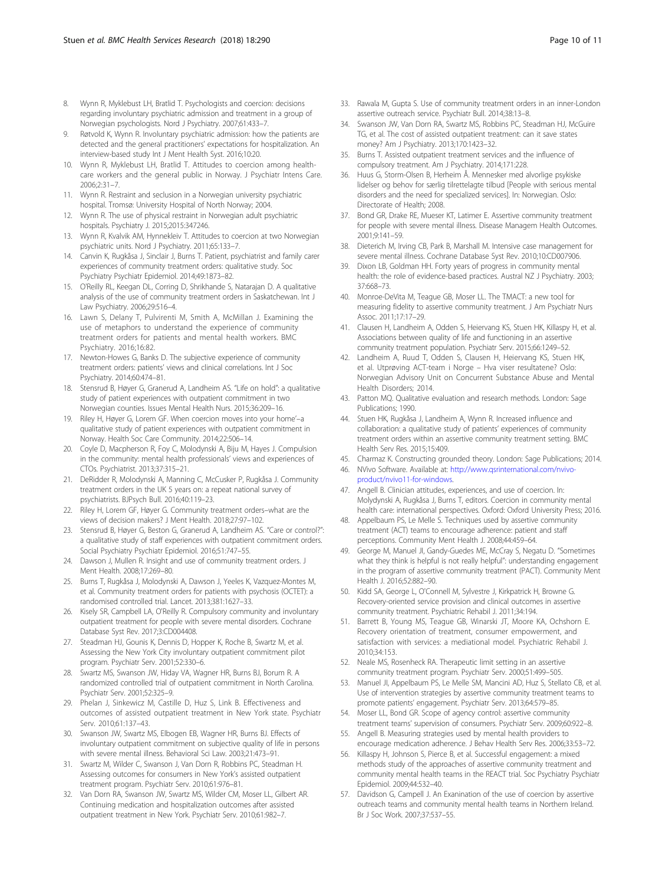8. Wynn R, Myklebust LH, Bratlid T. Psychologists and coercion: decisions regarding involuntary psychiatric admission and treatment in a group of Norwegian psychologists. Nord J Psychiatry. 2007;61:433–7.
9. Røtvold K, Wynn R. Involuntary psychiatric admission: how the patients are detected and the general practitioners' expectations for hospitalization. An interview-based study Int J Ment Health Syst. 2016;10:20.
10. Wynn R, Myklebust LH, Bratlid T. Attitudes to coercion among healthcare workers and the general public in Norway. J Psychiatr Intens Care. 2006;2:31–7.
11. Wynn R. Restraint and seclusion in a Norwegian university psychiatric hospital. Tromsø: University Hospital of North Norway; 2004.
12. Wynn R. The use of physical restraint in Norwegian adult psychiatric hospitals. Psychiatry J. 2015;2015:347246.
13. Wynn R, Kvalvik AM, Hynnekleiv T. Attitudes to coercion at two Norwegian psychiatric units. Nord J Psychiatry. 2011;65:133–7.
14. Canvin K, Rugkåsa J, Sinclair J, Burns T. Patient, psychiatrist and family carer experiences of community treatment orders: qualitative study. Soc Psychiatry Psychiatr Epidemiol. 2014;49:1873–82.
15. O'Reilly RL, Keegan DL, Corring D, Shrikhande S, Natarajan D. A qualitative analysis of the use of community treatment orders in Saskatchewan. Int J Law Psychiatry. 2006;29:516–4.
16. Lawn S, Delany T, Pulvirenti M, Smith A, McMillan J. Examining the use of metaphors to understand the experience of community treatment orders for patients and mental health workers. BMC Psychiatry. 2016;16:82.
17. Newton-Howes G, Banks D. The subjective experience of community treatment orders: patients' views and clinical correlations. Int J Soc Psychiatry. 2014;60:474–81.
18. Stensrud B, Høyer G, Granerud A, Landheim AS. "Life on hold": a qualitative study of patient experiences with outpatient commitment in two Norwegian counties. Issues Mental Health Nurs. 2015;36:209–16.
19. Riley H, Høyer G, Lorem GF. When coercion moves into your home'–a qualitative study of patient experiences with outpatient commitment in Norway. Health Soc Care Community. 2014;22:506–14.
20. Coyle D, Macpherson R, Foy C, Molodynski A, Biju M, Hayes J. Compulsion in the community: mental health professionals' views and experiences of CTOs. Psychiatrist. 2013;37:315–21.
21. DeRidder R, Molodynski A, Manning C, McCusker P, Rugkåsa J. Community treatment orders in the UK 5 years on: a repeat national survey of psychiatrists. BJPsych Bull. 2016;40:119–23.
22. Riley H, Lorem GF, Høyer G. Community treatment orders–what are the views of decision makers? J Ment Health. 2018;27:97–102.
23. Stensrud B, Høyer G, Beston G, Granerud A, Landheim AS. "Care or control?": a qualitative study of staff experiences with outpatient commitment orders. Social Psychiatry Psychiatr Epidemiol. 2016;51:747–55.
24. Dawson J, Mullen R. Insight and use of community treatment orders. J Ment Health. 2008;17:269–80.
25. Burns T, Rugkåsa J, Molodynski A, Dawson J, Yeeles K, Vazquez-Montes M, et al. Community treatment orders for patients with psychosis (OCTET): a randomised controlled trial. Lancet. 2013;381:1627–33.
26. Kisely SR, Campbell LA, O'Reilly R. Compulsory community and involuntary outpatient treatment for people with severe mental disorders. Cochrane Database Syst Rev. 2017;3:CD004408.
27. Steadman HJ, Gounis K, Dennis D, Hopper K, Roche B, Swartz M, et al. Assessing the New York City involuntary outpatient commitment pilot program. Psychiatr Serv. 2001;52:330–6.
28. Swartz MS, Swanson JW, Hiday VA, Wagner HR, Burns BJ, Borum R. A randomized controlled trial of outpatient commitment in North Carolina. Psychiatr Serv. 2001;52:325–9.
29. Phelan J, Sinkewicz M, Castille D, Huz S, Link B. Effectiveness and outcomes of assisted outpatient treatment in New York state. Psychiatr Serv. 2010;61:137–43.
30. Swanson JW, Swartz MS, Elbogen EB, Wagner HR, Burns BJ. Effects of involuntary outpatient commitment on subjective quality of life in persons with severe mental illness. Behavioral Sci Law. 2003;21:473–91.
31. Swartz M, Wilder C, Swanson J, Van Dorn R, Robbins PC, Steadman H. Assessing outcomes for consumers in New York's assisted outpatient treatment program. Psychiatr Serv. 2010;61:976–81.
32. Van Dorn RA, Swanson JW, Swartz MS, Wilder CM, Moser LL, Gilbert AR. Continuing medication and hospitalization outcomes after assisted outpatient treatment in New York. Psychiatr Serv. 2010;61:982–7.
33. Rawala M, Gupta S. Use of community treatment orders in an inner-London assertive outreach service. Psychiatr Bull. 2014;38:13–8.
34. Swanson JW, Van Dorn RA, Swartz MS, Robbins PC, Steadman HJ, McGuire TG, et al. The cost of assisted outpatient treatment: can it save states money? Am J Psychiatry. 2013;170:1423–32.
35. Burns T. Assisted outpatient treatment services and the influence of compulsory treatment. Am J Psychiatry. 2014;171:228.
36. Huus G, Storm-Olsen B, Herheim Å. Mennesker med alvorlige psykiske lidelser og behov for særlig tilrettelagte tilbud [People with serious mental disorders and the need for specialized services]. In: Norwegian. Oslo: Directorate of Health; 2008.
37. Bond GR, Drake RE, Mueser KT, Latimer E. Assertive community treatment for people with severe mental illness. Disease Managem Health Outcomes. 2001;9:141–59.
38. Dieterich M, Irving CB, Park B, Marshall M. Intensive case management for severe mental illness. Cochrane Database Syst Rev. 2010;10:CD007906.
39. Dixon LB, Goldman HH. Forty years of progress in community mental health: the role of evidence-based practices. Austral NZ J Psychiatry. 2003;37:668–73.
40. Monroe-DeVita M, Teague GB, Moser LL. The TMACT: a new tool for measuring fidelity to assertive community treatment. J Am Psychiatr Nurs Assoc. 2011;17:17–29.
41. Clausen H, Landheim A, Odden S, Heiervang KS, Stuen HK, Killaspy H, et al. Associations between quality of life and functioning in an assertive community treatment population. Psychiatr Serv. 2015;66:1249–52.
42. Landheim A, Ruud T, Odden S, Clausen H, Heiervang KS, Stuen HK, et al. Utprøving ACT-team i Norge – Hva viser resultatene? Oslo: Norwegian Advisory Unit on Concurrent Substance Abuse and Mental Health Disorders; 2014.
43. Patton MQ. Qualitative evaluation and research methods. London: Sage Publications; 1990.
44. Stuen HK, Rugkåsa J, Landheim A, Wynn R. Increased influence and collaboration: a qualitative study of patients' experiences of community treatment orders within an assertive community treatment setting. BMC Health Serv Res. 2015;15:409.
45. Charmaz K. Constructing grounded theory. London: Sage Publications; 2014.
46. NVivo Software. Available at: http://www.qsrinternational.com/nvivo-product/nvivo11-for-windows.
47. Angell B. Clinician attitudes, experiences, and use of coercion. In: Molydynski A, Rugkåsa J, Burns T, editors. Coercion in community mental health care: international perspectives. Oxford: Oxford University Press; 2016.
48. Appelbaum PS, Le Melle S. Techniques used by assertive community treatment (ACT) teams to encourage adherence: patient and staff perceptions. Community Ment Health J. 2008;44:459–64.
49. George M, Manuel JI, Gandy-Guedes ME, McCray S, Negatu D. "Sometimes what they think is helpful is not really helpful": understanding engagement in the program of assertive community treatment (PACT). Community Ment Health J. 2016;52:882–90.
50. Kidd SA, George L, O'Connell M, Sylvestre J, Kirkpatrick H, Browne G. Recovery-oriented service provision and clinical outcomes in assertive community treatment. Psychiatric Rehabil J. 2011;34:194.
51. Barrett B, Young MS, Teague GB, Winarski JT, Moore KA, Ochshorn E. Recovery orientation of treatment, consumer empowerment, and satisfaction with services: a mediational model. Psychiatric Rehabil J. 2010;34:153.
52. Neale MS, Rosenheck RA. Therapeutic limit setting in an assertive community treatment program. Psychiatr Serv. 2000;51:499–505.
53. Manuel JI, Appelbaum PS, Le Melle SM, Mancini AD, Huz S, Stellato CB, et al. Use of intervention strategies by assertive community treatment teams to promote patients' engagement. Psychiatr Serv. 2013;64:579–85.
54. Moser LL, Bond GR. Scope of agency control: assertive community treatment teams' supervision of consumers. Psychiatr Serv. 2009;60:922–8.
55. Angell B. Measuring strategies used by mental health providers to encourage medication adherence. J Behav Health Serv Res. 2006;33:53–72.
56. Killaspy H, Johnson S, Pierce B, et al. Successful engagement: a mixed methods study of the approaches of assertive community treatment and community mental health teams in the REACT trial. Soc Psychiatry Psychiatr Epidemiol. 2009;44:532–40.
57. Davidson G, Campell J. An Exanination of the use of coercion by assertive outreach teams and community mental health teams in Northern Ireland. Br J Soc Work. 2007;37:537–55.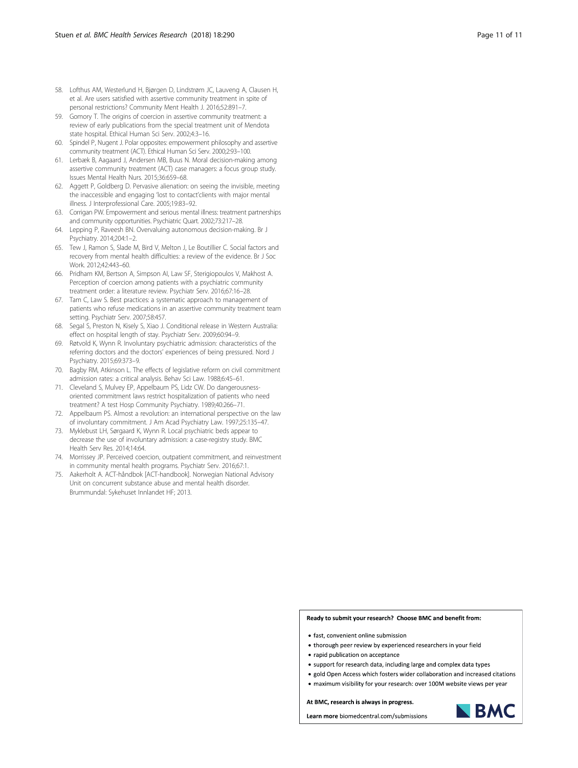58. Lofthus AM, Westerlund H, Bjørgen D, Lindstrøm JC, Lauveng A, Clausen H, et al. Are users satisfied with assertive community treatment in spite of personal restrictions? Community Ment Health J. 2016;52:891–7.
59. Gomory T. The origins of coercion in assertive community treatment: a review of early publications from the special treatment unit of Mendota state hospital. Ethical Human Sci Serv. 2002;4:3–16.
60. Spindel P, Nugent J. Polar opposites: empowerment philosophy and assertive community treatment (ACT). Ethical Human Sci Serv. 2000;2:93–100.
61. Lerbæk B, Aagaard J, Andersen MB, Buus N. Moral decision-making among assertive community treatment (ACT) case managers: a focus group study. Issues Mental Health Nurs. 2015;36:659–68.
62. Aggett P, Goldberg D. Pervasive alienation: on seeing the invisible, meeting the inaccessible and engaging 'lost to contact'clients with major mental illness. J Interprofessional Care. 2005;19:83–92.
63. Corrigan PW. Empowerment and serious mental illness: treatment partnerships and community opportunities. Psychiatric Quart. 2002;73:217–28.
64. Lepping P, Raveesh BN. Overvaluing autonomous decision-making. Br J Psychiatry. 2014;204:1–2.
65. Tew J, Ramon S, Slade M, Bird V, Melton J, Le Boutillier C. Social factors and recovery from mental health difficulties: a review of the evidence. Br J Soc Work. 2012;42:443–60.
66. Pridham KM, Bertson A, Simpson AI, Law SF, Sterigiopoulos V, Makhost A. Perception of coercion among patients with a psychiatric community treatment order: a literature review. Psychiatr Serv. 2016;67:16–28.
67. Tam C, Law S. Best practices: a systematic approach to management of patients who refuse medications in an assertive community treatment team setting. Psychiatr Serv. 2007;58:457.
68. Segal S, Preston N, Kisely S, Xiao J. Conditional release in Western Australia: effect on hospital length of stay. Psychiatr Serv. 2009;60:94–9.
69. Røtvold K, Wynn R. Involuntary psychiatric admission: characteristics of the referring doctors and the doctors' experiences of being pressured. Nord J Psychiatry. 2015;69:373–9.
70. Bagby RM, Atkinson L. The effects of legislative reform on civil commitment admission rates: a critical analysis. Behav Sci Law. 1988;6:45–61.
71. Cleveland S, Mulvey EP, Appelbaum PS, Lidz CW. Do dangerousness-oriented commitment laws restrict hospitalization of patients who need treatment? A test Hosp Community Psychiatry. 1989;40:266–71.
72. Appelbaum PS. Almost a revolution: an international perspective on the law of involuntary commitment. J Am Acad Psychiatry Law. 1997;25:135–47.
73. Myklebust LH, Sørgaard K, Wynn R. Local psychiatric beds appear to decrease the use of involuntary admission: a case-registry study. BMC Health Serv Res. 2014;14:64.
74. Morrissey JP. Perceived coercion, outpatient commitment, and reinvestment in community mental health programs. Psychiatr Serv. 2016;67:1.
75. Aakerholt A. ACT-håndbok [ACT-handbook]. Norwegian National Advisory Unit on concurrent substance abuse and mental health disorder. Brummundal: Sykehuset Innlandet HF; 2013.

**Ready to submit your research? Choose BMC and benefit from:**

- fast, convenient online submission
- thorough peer review by experienced researchers in your field
- rapid publication on acceptance
- support for research data, including large and complex data types
- gold Open Access which fosters wider collaboration and increased citations
- maximum visibility for your research: over 100M website views per year

**At BMC, research is always in progress.**

**Learn more** biomedcentral.com/submissions

BMC